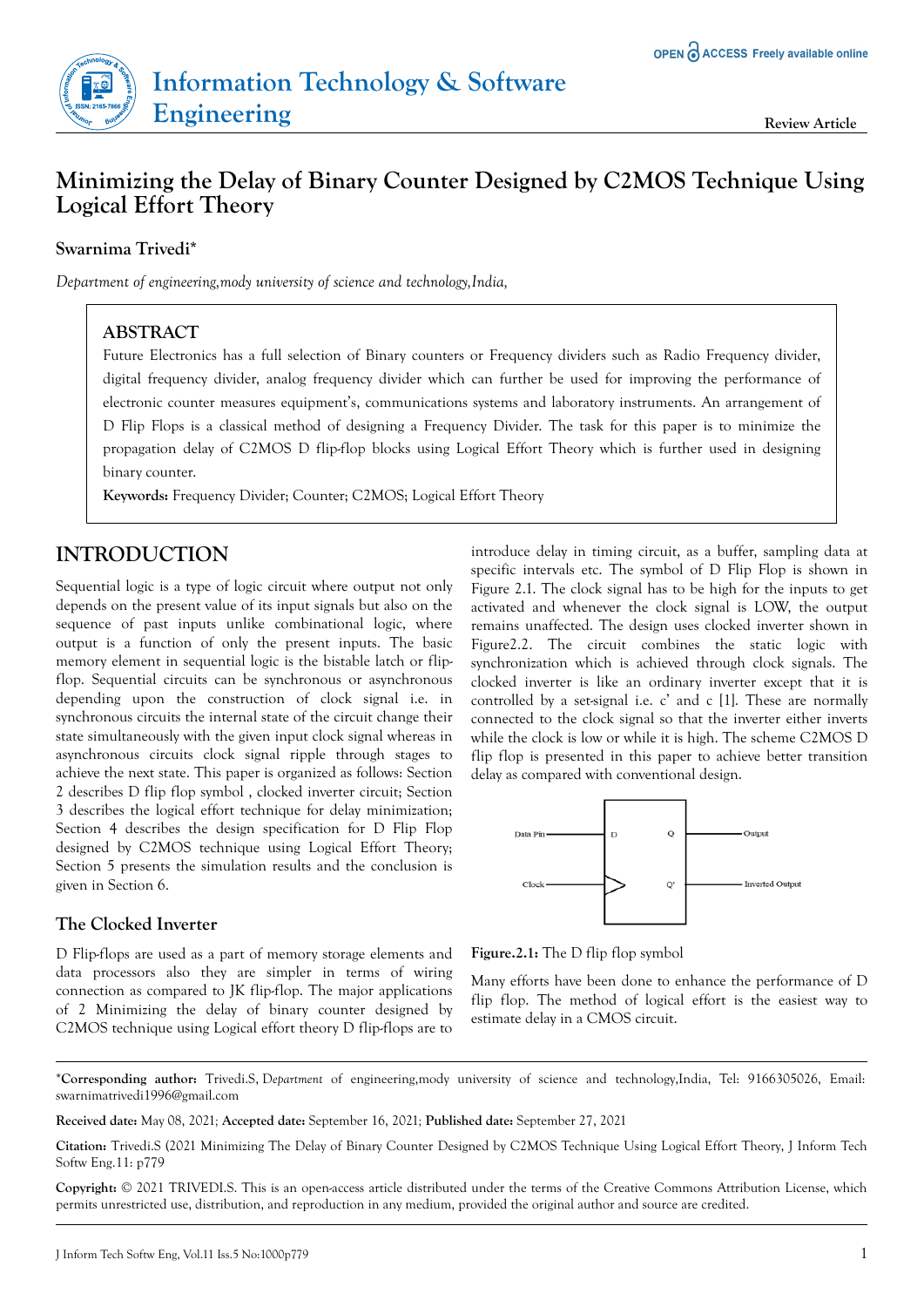# Minimizing the Delay of Binary Counter Designed by C2MOS Technique Using Logical Effort Theory

**Swarnima Trivedi***

*Department of engineering,mody university of science and technology,India,*

## ABSTRACT

Future Electronics has a full selection of Binary counters or Frequency dividers such as Radio Frequency divider, digital frequency divider, analog frequency divider which can further be used for improving the performance of electronic counter measures equipment's, communications systems and laboratory instruments. An arrangement of D Flip Flops is a classical method of designing a Frequency Divider. The task for this paper is to minimize the propagation delay of C2MOS D flip-flop blocks using Logical Effort Theory which is further used in designing binary counter.

**Keywords:** Frequency Divider; Counter; C2MOS; Logical Effort Theory

## INTRODUCTION

Sequential logic is a type of logic circuit where output not only depends on the present value of its input signals but also on the sequence of past inputs unlike combinational logic, where output is a function of only the present inputs. The basic memory element in sequential logic is the bistable latch or flip-flop. Sequential circuits can be synchronous or asynchronous depending upon the construction of clock signal i.e. in synchronous circuits the internal state of the circuit change their state simultaneously with the given input clock signal whereas in asynchronous circuits clock signal ripple through stages to achieve the next state. This paper is organized as follows: Section 2 describes D flip flop symbol , clocked inverter circuit; Section 3 describes the logical effort technique for delay minimization; Section 4 describes the design specification for D Flip Flop designed by C2MOS technique using Logical Effort Theory; Section 5 presents the simulation results and the conclusion is given in Section 6.

### The Clocked Inverter

D Flip-flops are used as a part of memory storage elements and data processors also they are simpler in terms of wiring connection as compared to JK flip-flop. The major applications of 2 Minimizing the delay of binary counter designed by C2MOS technique using Logical effort theory D flip-flops are to introduce delay in timing circuit, as a buffer, sampling data at specific intervals etc. The symbol of D Flip Flop is shown in Figure 2.1. The clock signal has to be high for the inputs to get activated and whenever the clock signal is LOW, the output remains unaffected. The design uses clocked inverter shown in Figure2.2. The circuit combines the static logic with synchronization which is achieved through clock signals. The clocked inverter is like an ordinary inverter except that it is controlled by a set-signal i.e. c' and c [1]. These are normally connected to the clock signal so that the inverter either inverts while the clock is low or while it is high. The scheme C2MOS D flip flop is presented in this paper to achieve better transition delay as compared with conventional design.

**Figure.2.1:** The D flip flop symbol

Many efforts have been done to enhance the performance of D flip flop. The method of logical effort is the easiest way to estimate delay in a CMOS circuit.

*__Corresponding author:__ Trivedi.S, Department of engineering,mody university of science and technology,India, Tel: 9166305026, Email: swarnimatrivedi1996@gmail.com

**Received date:** May 08, 2021; **Accepted date:** September 16, 2021; **Published date:** September 27, 2021

**Citation:** Trivedi.S (2021 Minimizing The Delay of Binary Counter Designed by C2MOS Technique Using Logical Effort Theory, J Inform Tech Softw Eng.11: p779

**Copyright:** © 2021 TRIVEDI.S. This is an open-access article distributed under the terms of the Creative Commons Attribution License, which permits unrestricted use, distribution, and reproduction in any medium, provided the original author and source are credited.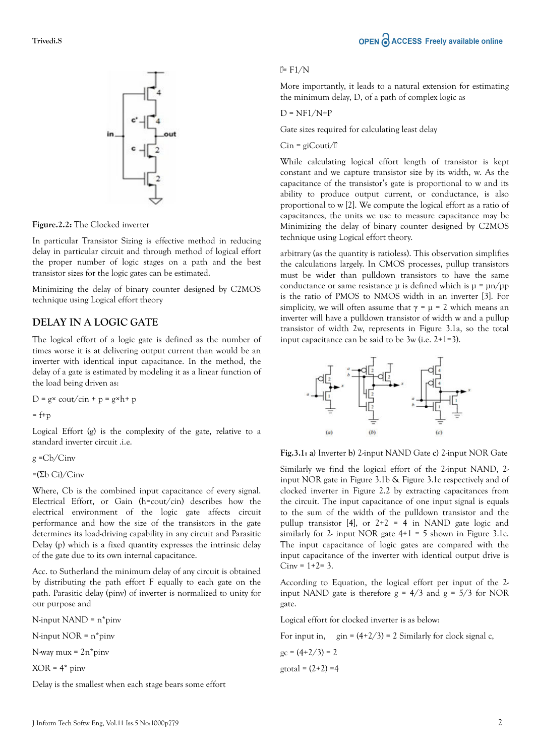Figure.2.2: The Clocked inverter

In particular Transistor Sizing is effective method in reducing delay in particular circuit and through method of logical effort the proper number of logic stages on a path and the best transistor sizes for the logic gates can be estimated.

Minimizing the delay of binary counter designed by C2MOS technique using Logical effort theory

## DELAY IN A LOGIC GATE

The logical effort of a logic gate is defined as the number of times worse it is at delivering output current than would be an inverter with identical input capacitance. In the method, the delay of a gate is estimated by modeling it as a linear function of the load being driven as:

$D = g\times cout/cin + p = g\times h + p$

$= f+p$

Logical Effort (g) is the complexity of the gate, relative to a standard inverter circuit .i.e.

$g = Cb/Cinv$

$= (\Sigma b\ Ci)/Cinv$

Where, Cb is the combined input capacitance of every signal. Electrical Effort, or Gain (h=cout/cin) describes how the electrical environment of the logic gate affects circuit performance and how the size of the transistors in the gate determines its load-driving capability in any circuit and Parasitic Delay (p) which is a fixed quantity expresses the intrinsic delay of the gate due to its own internal capacitance.

Acc. to Sutherland the minimum delay of any circuit is obtained by distributing the path effort F equally to each gate on the path. Parasitic delay (pinv) of inverter is normalized to unity for our purpose and

N-input NAND = n*pinv

N-input NOR = n*pinv

N-way mux = 2n*pinv

XOR = 4* pinv

Delay is the smallest when each stage bears some effort

$\hat{f} = F1/N$

More importantly, it leads to a natural extension for estimating the minimum delay, D, of a path of complex logic as

$D = NF1/N+P$

Gate sizes required for calculating least delay

$Cin = giCouti/\hat{f}$

While calculating logical effort length of transistor is kept constant and we capture transistor size by its width, w. As the capacitance of the transistor's gate is proportional to w and its ability to produce output current, or conductance, is also proportional to w [2]. We compute the logical effort as a ratio of capacitances, the units we use to measure capacitance may be Minimizing the delay of binary counter designed by C2MOS technique using Logical effort theory.

arbitrary (as the quantity is ratioless). This observation simplifies the calculations largely. In CMOS processes, pullup transistors must be wider than pulldown transistors to have the same conductance or same resistance μ is defined which is $\mu = \mu n/\mu p$ is the ratio of PMOS to NMOS width in an inverter [3]. For simplicity, we will often assume that $\gamma = \mu = 2$ which means an inverter will have a pulldown transistor of width w and a pullup transistor of width 2w, represents in Figure 3.1a, so the total input capacitance can be said to be 3w (i.e. 2+1=3).

Fig.3.1: a) Inverter b) 2-input NAND Gate c) 2-input NOR Gate

Similarly we find the logical effort of the 2-input NAND, 2-input NOR gate in Figure 3.1b & Figure 3.1c respectively and of clocked inverter in Figure 2.2 by extracting capacitances from the circuit. The input capacitance of one input signal is equals to the sum of the width of the pulldown transistor and the pullup transistor [4], or 2+2 = 4 in NAND gate logic and similarly for 2- input NOR gate 4+1 = 5 shown in Figure 3.1c. The input capacitance of logic gates are compared with the input capacitance of the inverter with identical output drive is Cinv = 1+2= 3.

According to Equation, the logical effort per input of the 2-input NAND gate is therefore g = 4/3 and g = 5/3 for NOR gate.

Logical effort for clocked inverter is as below:

For input in, gin = (4+2/3) = 2 Similarly for clock signal c,

gc = (4+2/3) = 2

gtotal = (2+2) =4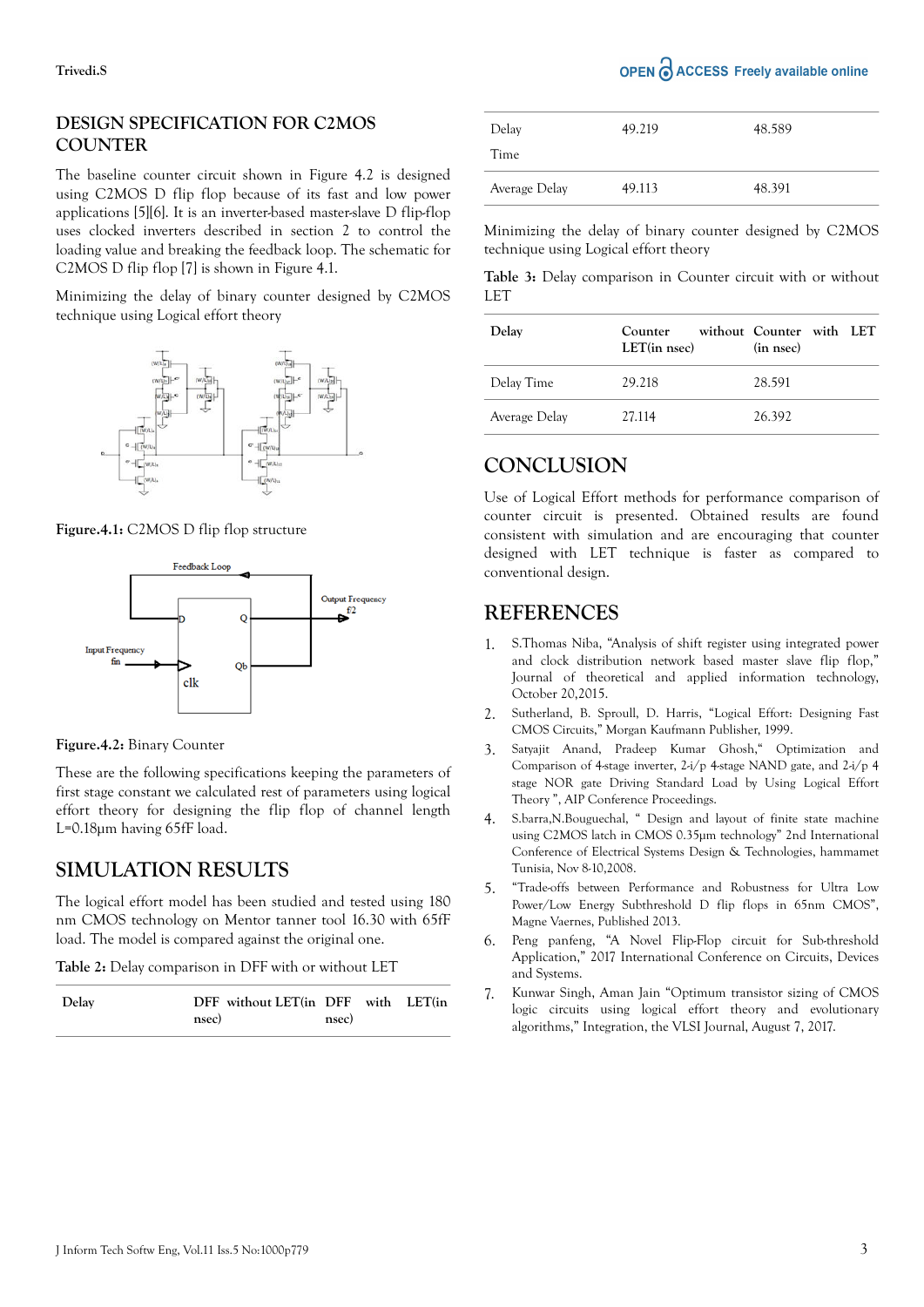## DESIGN SPECIFICATION FOR C2MOS COUNTER

The baseline counter circuit shown in Figure 4.2 is designed using C2MOS D flip flop because of its fast and low power applications [5][6]. It is an inverter-based master-slave D flip-flop uses clocked inverters described in section 2 to control the loading value and breaking the feedback loop. The schematic for C2MOS D flip flop [7] is shown in Figure 4.1.

Minimizing the delay of binary counter designed by C2MOS technique using Logical effort theory

**Figure.4.1:** C2MOS D flip flop structure

Feedback Loop
Output Frequency
f2
D
Q
Input Frequency
fin
Qb
clk

**Figure.4.2:** Binary Counter

These are the following specifications keeping the parameters of first stage constant we calculated rest of parameters using logical effort theory for designing the flip flop of channel length L=0.18μm having 65fF load.

## SIMULATION RESULTS

The logical effort model has been studied and tested using 180 nm CMOS technology on Mentor tanner tool 16.30 with 65fF load. The model is compared against the original one.

**Table 2:** Delay comparison in DFF with or without LET

| Delay | DFF without LET(in nsec) | DFF with LET(in nsec) |
|---|---|---|
| Delay Time | 49.219 | 48.589 |
| Average Delay | 49.113 | 48.391 |

Minimizing the delay of binary counter designed by C2MOS technique using Logical effort theory

**Table 3:** Delay comparison in Counter circuit with or without LET

| Delay | Counter without LET(in nsec) | Counter with LET (in nsec) |
|---|---|---|
| Delay Time | 29.218 | 28.591 |
| Average Delay | 27.114 | 26.392 |

## CONCLUSION

Use of Logical Effort methods for performance comparison of counter circuit is presented. Obtained results are found consistent with simulation and are encouraging that counter designed with LET technique is faster as compared to conventional design.

## REFERENCES

1. S.Thomas Niba, "Analysis of shift register using integrated power and clock distribution network based master slave flip flop," Journal of theoretical and applied information technology, October 20,2015.
2. Sutherland, B. Sproull, D. Harris, "Logical Effort: Designing Fast CMOS Circuits," Morgan Kaufmann Publisher, 1999.
3. Satyajit Anand, Pradeep Kumar Ghosh," Optimization and Comparison of 4-stage inverter, 2-i/p 4-stage NAND gate, and 2-i/p 4 stage NOR gate Driving Standard Load by Using Logical Effort Theory ", AIP Conference Proceedings.
4. S.barra,N.Bouguechal, " Design and layout of finite state machine using C2MOS latch in CMOS 0.35μm technology" 2nd International Conference of Electrical Systems Design & Technologies, hammamet Tunisia, Nov 8-10,2008.
5. "Trade-offs between Performance and Robustness for Ultra Low Power/Low Energy Subthreshold D flip flops in 65nm CMOS", Magne Vaernes, Published 2013.
6. Peng panfeng, "A Novel Flip-Flop circuit for Sub-threshold Application," 2017 International Conference on Circuits, Devices and Systems.
7. Kunwar Singh, Aman Jain "Optimum transistor sizing of CMOS logic circuits using logical effort theory and evolutionary algorithms," Integration, the VLSI Journal, August 7, 2017.